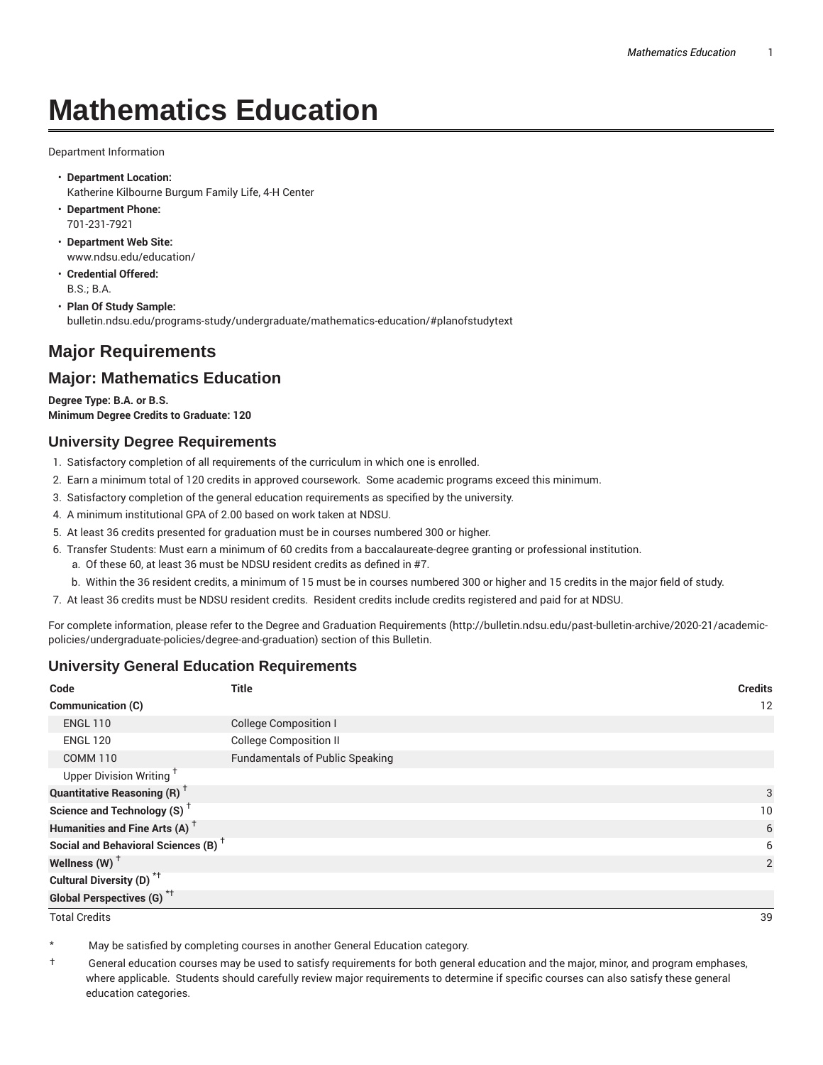# Mathematics Education

Department Information

- **Department Location:**
  Katherine Kilbourne Burgum Family Life, 4-H Center
- **Department Phone:**
  701-231-7921
- **Department Web Site:**
  www.ndsu.edu/education/
- **Credential Offered:**
  B.S.; B.A.
- **Plan Of Study Sample:**
  bulletin.ndsu.edu/programs-study/undergraduate/mathematics-education/#planofstudytext

## Major Requirements

## Major: Mathematics Education

**Degree Type: B.A. or B.S.**
**Minimum Degree Credits to Graduate: 120**

### University Degree Requirements

1. Satisfactory completion of all requirements of the curriculum in which one is enrolled.
2. Earn a minimum total of 120 credits in approved coursework. Some academic programs exceed this minimum.
3. Satisfactory completion of the general education requirements as specified by the university.
4. A minimum institutional GPA of 2.00 based on work taken at NDSU.
5. At least 36 credits presented for graduation must be in courses numbered 300 or higher.
6. Transfer Students: Must earn a minimum of 60 credits from a baccalaureate-degree granting or professional institution.
   a. Of these 60, at least 36 must be NDSU resident credits as defined in #7.
   b. Within the 36 resident credits, a minimum of 15 must be in courses numbered 300 or higher and 15 credits in the major field of study.
7. At least 36 credits must be NDSU resident credits. Resident credits include credits registered and paid for at NDSU.

For complete information, please refer to the Degree and Graduation Requirements (http://bulletin.ndsu.edu/past-bulletin-archive/2020-21/academic-policies/undergraduate-policies/degree-and-graduation) section of this Bulletin.

### University General Education Requirements

| Code | Title | Credits |
|---|---|---|
| **Communication (C)** | | 12 |
| ENGL 110 | College Composition I | |
| ENGL 120 | College Composition II | |
| COMM 110 | Fundamentals of Public Speaking | |
| Upper Division Writing † | | |
| **Quantitative Reasoning (R)** † | | 3 |
| **Science and Technology (S)** † | | 10 |
| **Humanities and Fine Arts (A)** † | | 6 |
| **Social and Behavioral Sciences (B)** † | | 6 |
| **Wellness (W)** † | | 2 |
| **Cultural Diversity (D)** *† | | |
| **Global Perspectives (G)** *† | | |
| Total Credits | | 39 |

\* May be satisfied by completing courses in another General Education category.

† General education courses may be used to satisfy requirements for both general education and the major, minor, and program emphases, where applicable. Students should carefully review major requirements to determine if specific courses can also satisfy these general education categories.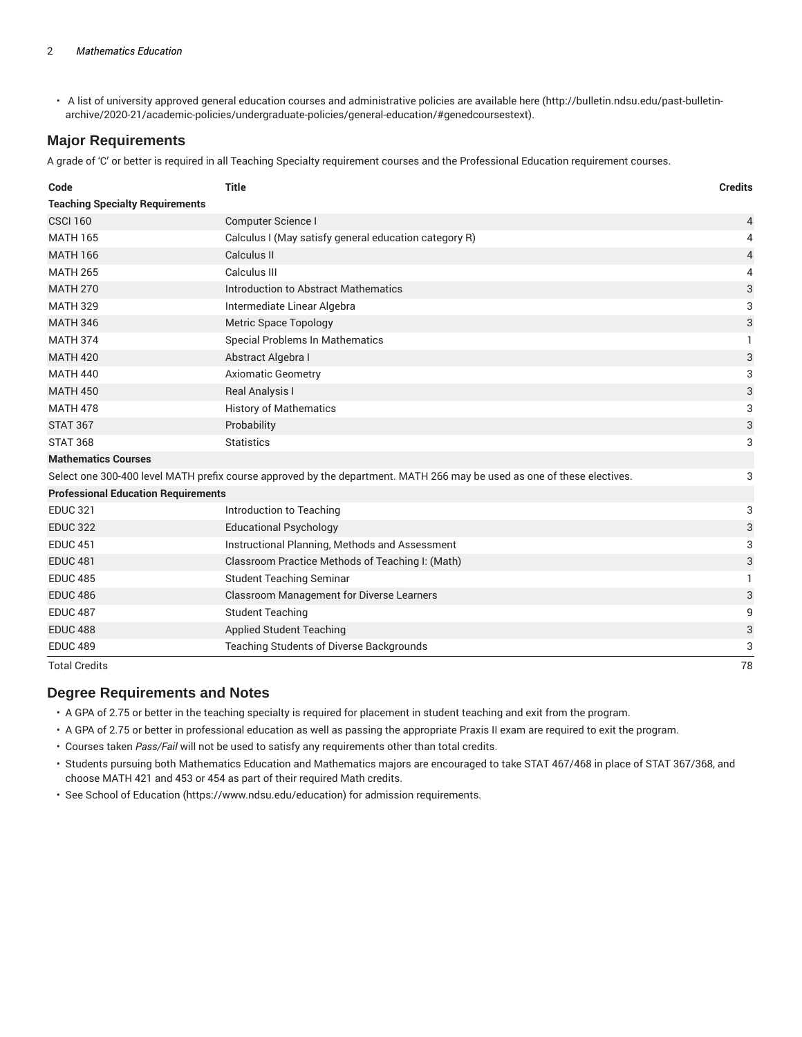- A list of university approved general education courses and administrative policies are available here (http://bulletin.ndsu.edu/past-bulletin-archive/2020-21/academic-policies/undergraduate-policies/general-education/#genedcoursestext).

## Major Requirements

A grade of 'C' or better is required in all Teaching Specialty requirement courses and the Professional Education requirement courses.

| Code | Title | Credits |
|---|---|---|
| **Teaching Specialty Requirements** | | |
| CSCI 160 | Computer Science I | 4 |
| MATH 165 | Calculus I (May satisfy general education category R) | 4 |
| MATH 166 | Calculus II | 4 |
| MATH 265 | Calculus III | 4 |
| MATH 270 | Introduction to Abstract Mathematics | 3 |
| MATH 329 | Intermediate Linear Algebra | 3 |
| MATH 346 | Metric Space Topology | 3 |
| MATH 374 | Special Problems In Mathematics | 1 |
| MATH 420 | Abstract Algebra I | 3 |
| MATH 440 | Axiomatic Geometry | 3 |
| MATH 450 | Real Analysis I | 3 |
| MATH 478 | History of Mathematics | 3 |
| STAT 367 | Probability | 3 |
| STAT 368 | Statistics | 3 |
| **Mathematics Courses** | | |
| Select one 300-400 level MATH prefix course approved by the department. MATH 266 may be used as one of these electives. | | 3 |
| **Professional Education Requirements** | | |
| EDUC 321 | Introduction to Teaching | 3 |
| EDUC 322 | Educational Psychology | 3 |
| EDUC 451 | Instructional Planning, Methods and Assessment | 3 |
| EDUC 481 | Classroom Practice Methods of Teaching I: (Math) | 3 |
| EDUC 485 | Student Teaching Seminar | 1 |
| EDUC 486 | Classroom Management for Diverse Learners | 3 |
| EDUC 487 | Student Teaching | 9 |
| EDUC 488 | Applied Student Teaching | 3 |
| EDUC 489 | Teaching Students of Diverse Backgrounds | 3 |
| Total Credits | | 78 |

## Degree Requirements and Notes

- A GPA of 2.75 or better in the teaching specialty is required for placement in student teaching and exit from the program.
- A GPA of 2.75 or better in professional education as well as passing the appropriate Praxis II exam are required to exit the program.
- Courses taken *Pass/Fail* will not be used to satisfy any requirements other than total credits.
- Students pursuing both Mathematics Education and Mathematics majors are encouraged to take STAT 467/468 in place of STAT 367/368, and choose MATH 421 and 453 or 454 as part of their required Math credits.
- See School of Education (https://www.ndsu.edu/education) for admission requirements.